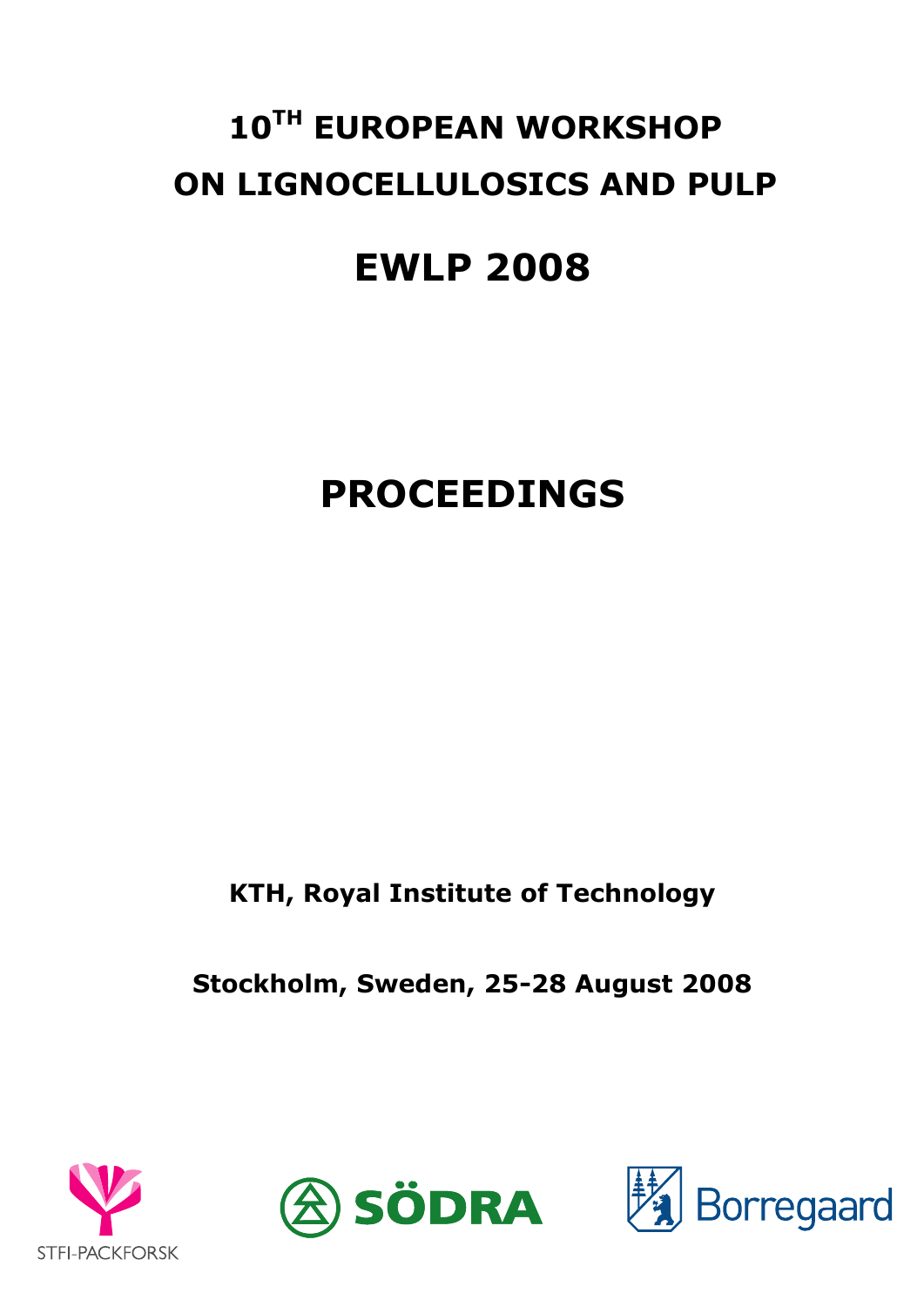# 10TH EUROPEAN WORKSHOP ON LIGNOCELLULOSICS AND PULP

# EWLP 2008

# PROCEEDINGS

**KTH, Royal Institute of Technology**

**Stockholm, Sweden, 25-28 August 2008**

STFI-PACKFORSK

SÖDRA

Borregaard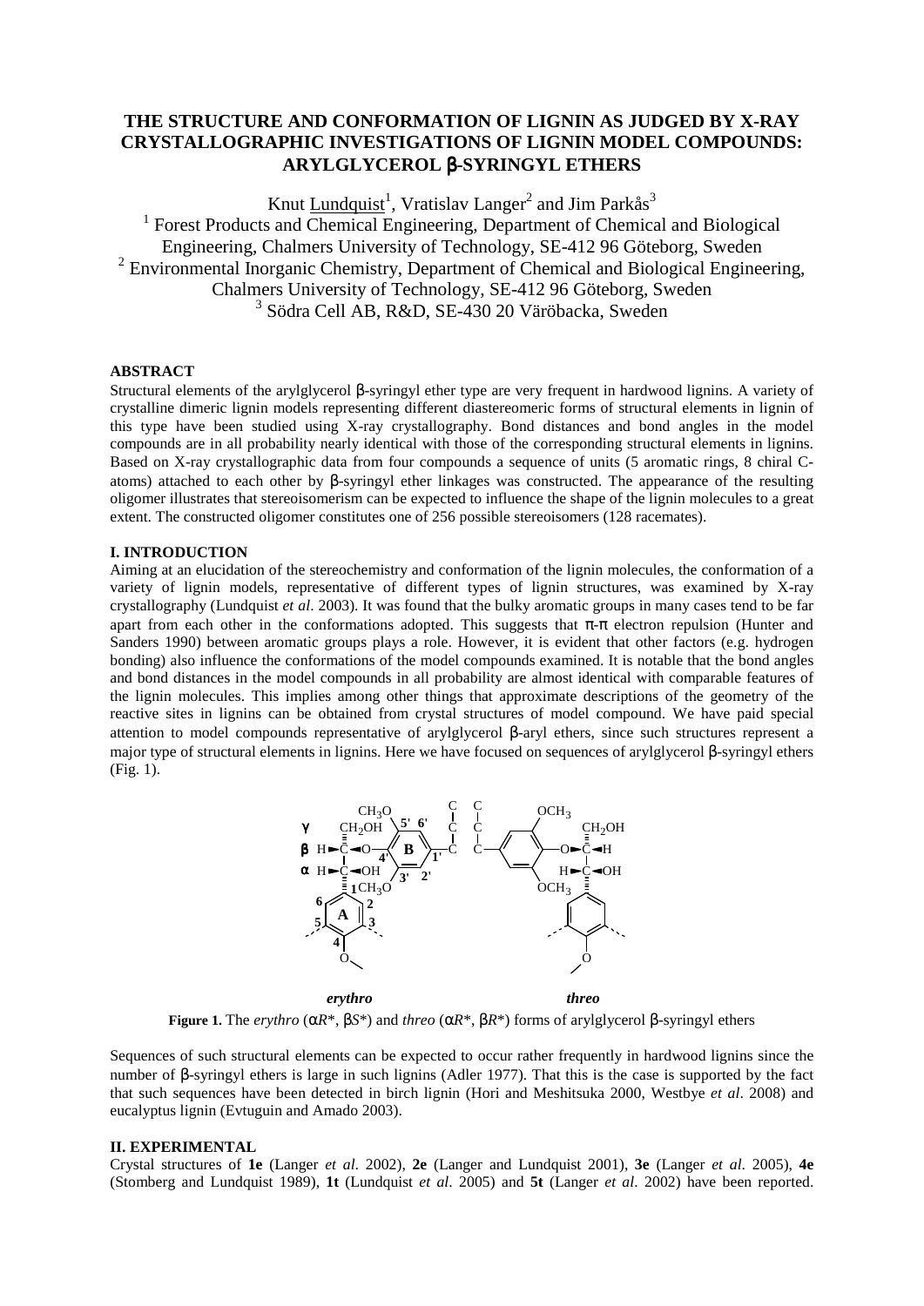# THE STRUCTURE AND CONFORMATION OF LIGNIN AS JUDGED BY X-RAY CRYSTALLOGRAPHIC INVESTIGATIONS OF LIGNIN MODEL COMPOUNDS: ARYLGLYCEROL β-SYRINGYL ETHERS

Knut Lundquist[1], Vratislav Langer[2] and Jim Parkås[3]

[1] Forest Products and Chemical Engineering, Department of Chemical and Biological Engineering, Chalmers University of Technology, SE-412 96 Göteborg, Sweden
[2] Environmental Inorganic Chemistry, Department of Chemical and Biological Engineering, Chalmers University of Technology, SE-412 96 Göteborg, Sweden
[3] Södra Cell AB, R&D, SE-430 20 Väröbacka, Sweden

## ABSTRACT

Structural elements of the arylglycerol β-syringyl ether type are very frequent in hardwood lignins. A variety of crystalline dimeric lignin models representing different diastereomeric forms of structural elements in lignin of this type have been studied using X-ray crystallography. Bond distances and bond angles in the model compounds are in all probability nearly identical with those of the corresponding structural elements in lignins. Based on X-ray crystallographic data from four compounds a sequence of units (5 aromatic rings, 8 chiral C-atoms) attached to each other by β-syringyl ether linkages was constructed. The appearance of the resulting oligomer illustrates that stereoisomerism can be expected to influence the shape of the lignin molecules to a great extent. The constructed oligomer constitutes one of 256 possible stereoisomers (128 racemates).

## I. INTRODUCTION

Aiming at an elucidation of the stereochemistry and conformation of the lignin molecules, the conformation of a variety of lignin models, representative of different types of lignin structures, was examined by X-ray crystallography (Lundquist *et al*. 2003). It was found that the bulky aromatic groups in many cases tend to be far apart from each other in the conformations adopted. This suggests that π-π electron repulsion (Hunter and Sanders 1990) between aromatic groups plays a role. However, it is evident that other factors (e.g. hydrogen bonding) also influence the conformations of the model compounds examined. It is notable that the bond angles and bond distances in the model compounds in all probability are almost identical with comparable features of the lignin molecules. This implies among other things that approximate descriptions of the geometry of the reactive sites in lignins can be obtained from crystal structures of model compound. We have paid special attention to model compounds representative of arylglycerol β-aryl ethers, since such structures represent a major type of structural elements in lignins. Here we have focused on sequences of arylglycerol β-syringyl ethers (Fig. 1).

**Figure 1.** The *erythro* (α*R**, β*S**) and *threo* (α*R**, β*R**) forms of arylglycerol β-syringyl ethers

Sequences of such structural elements can be expected to occur rather frequently in hardwood lignins since the number of β-syringyl ethers is large in such lignins (Adler 1977). That this is the case is supported by the fact that such sequences have been detected in birch lignin (Hori and Meshitsuka 2000, Westbye *et al*. 2008) and eucalyptus lignin (Evtuguin and Amado 2003).

## II. EXPERIMENTAL

Crystal structures of **1e** (Langer *et al*. 2002), **2e** (Langer and Lundquist 2001), **3e** (Langer *et al*. 2005), **4e** (Stomberg and Lundquist 1989), **1t** (Lundquist *et al*. 2005) and **5t** (Langer *et al*. 2002) have been reported.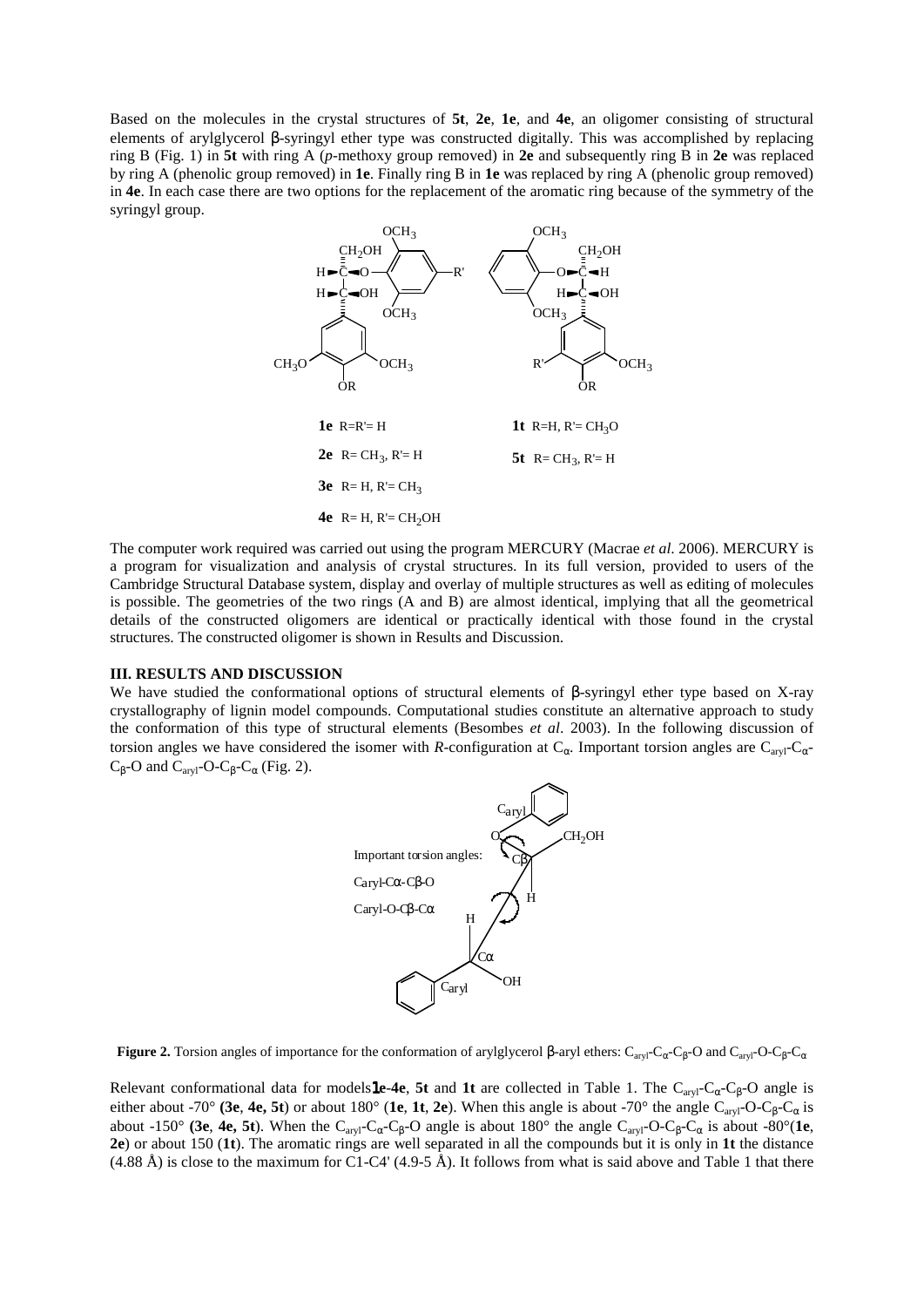Based on the molecules in the crystal structures of **5t**, **2e**, **1e**, and **4e**, an oligomer consisting of structural elements of arylglycerol β-syringyl ether type was constructed digitally. This was accomplished by replacing ring B (Fig. 1) in **5t** with ring A (*p*-methoxy group removed) in **2e** and subsequently ring B in **2e** was replaced by ring A (phenolic group removed) in **1e**. Finally ring B in **1e** was replaced by ring A (phenolic group removed) in **4e**. In each case there are two options for the replacement of the aromatic ring because of the symmetry of the syringyl group.

**1e** R=R'= H

**2e** R= $CH_3$, R'= H

**3e** R= H, R'= $CH_3$

**4e** R= H, R'= $CH_2OH$

**1t** R=H, R'= $CH_3O$

**5t** R= $CH_3$, R'= H

The computer work required was carried out using the program MERCURY (Macrae *et al*. 2006). MERCURY is a program for visualization and analysis of crystal structures. In its full version, provided to users of the Cambridge Structural Database system, display and overlay of multiple structures as well as editing of molecules is possible. The geometries of the two rings (A and B) are almost identical, implying that all the geometrical details of the constructed oligomers are identical or practically identical with those found in the crystal structures. The constructed oligomer is shown in Results and Discussion.

## III. RESULTS AND DISCUSSION

We have studied the conformational options of structural elements of β-syringyl ether type based on X-ray crystallography of lignin model compounds. Computational studies constitute an alternative approach to study the conformation of this type of structural elements (Besombes *et al*. 2003). In the following discussion of torsion angles we have considered the isomer with *R*-configuration at $C_\alpha$. Important torsion angles are $C_{aryl}$-$C_\alpha$-$C_\beta$-O and $C_{aryl}$-O-$C_\beta$-$C_\alpha$ (Fig. 2).

Important torsion angles:

Caryl-Cα-Cβ-O

Caryl-O-Cβ-Cα

**Figure 2.** Torsion angles of importance for the conformation of arylglycerol β-aryl ethers: $C_{aryl}$-$C_\alpha$-$C_\beta$-O and $C_{aryl}$-O-$C_\beta$-$C_\alpha$

Relevant conformational data for models **1e-4e**, **5t** and **1t** are collected in Table 1. The $C_{aryl}$-$C_\alpha$-$C_\beta$-O angle is either about -70° **(3e**, **4e, 5t**) or about 180° (**1e**, **1t**, **2e**). When this angle is about -70° the angle $C_{aryl}$-O-$C_\beta$-$C_\alpha$ is about -150° **(3e**, **4e, 5t**). When the $C_{aryl}$-$C_\alpha$-$C_\beta$-O angle is about 180° the angle $C_{aryl}$-O-$C_\beta$-$C_\alpha$ is about -80°(**1e**, **2e**) or about 150 (**1t**). The aromatic rings are well separated in all the compounds but it is only in **1t** the distance (4.88 Å) is close to the maximum for C1-C4' (4.9-5 Å). It follows from what is said above and Table 1 that there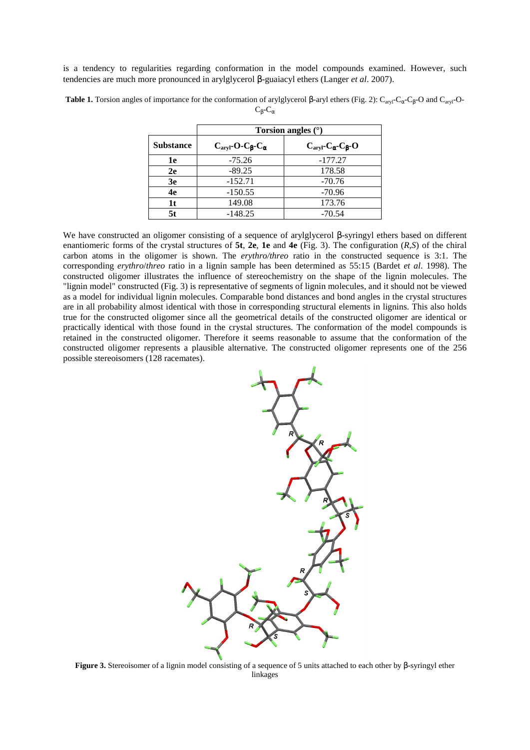is a tendency to regularities regarding conformation in the model compounds examined. However, such tendencies are much more pronounced in arylglycerol β-guaiacyl ethers (Langer *et al*. 2007).

**Table 1.** Torsion angles of importance for the conformation of arylglycerol β-aryl ethers (Fig. 2): $C_{aryl}$-$C_{\alpha}$-$C_{\beta}$-O and $C_{aryl}$-O-$C_{\beta}$-$C_{\alpha}$

| | **Torsion angles (°)** | |
|---|---|---|
| **Substance** | **$C_{aryl}$-O-$C_{\beta}$-$C_{\alpha}$** | **$C_{aryl}$-$C_{\alpha}$-$C_{\beta}$-O** |
| **1e** | -75.26 | -177.27 |
| **2e** | -89.25 | 178.58 |
| **3e** | -152.71 | -70.76 |
| **4e** | -150.55 | -70.96 |
| **1t** | 149.08 | 173.76 |
| **5t** | -148.25 | -70.54 |

We have constructed an oligomer consisting of a sequence of arylglycerol β-syringyl ethers based on different enantiomeric forms of the crystal structures of **5t**, **2e**, **1e** and **4e** (Fig. 3). The configuration (*R*,*S*) of the chiral carbon atoms in the oligomer is shown. The *erythro/threo* ratio in the constructed sequence is 3:1. The corresponding *erythro*/*threo* ratio in a lignin sample has been determined as 55:15 (Bardet *et al*. 1998). The constructed oligomer illustrates the influence of stereochemistry on the shape of the lignin molecules. The "lignin model" constructed (Fig. 3) is representative of segments of lignin molecules, and it should not be viewed as a model for individual lignin molecules. Comparable bond distances and bond angles in the crystal structures are in all probability almost identical with those in corresponding structural elements in lignins. This also holds true for the constructed oligomer since all the geometrical details of the constructed oligomer are identical or practically identical with those found in the crystal structures. The conformation of the model compounds is retained in the constructed oligomer. Therefore it seems reasonable to assume that the conformation of the constructed oligomer represents a plausible alternative. The constructed oligomer represents one of the 256 possible stereoisomers (128 racemates).

**Figure 3.** Stereoisomer of a lignin model consisting of a sequence of 5 units attached to each other by β-syringyl ether linkages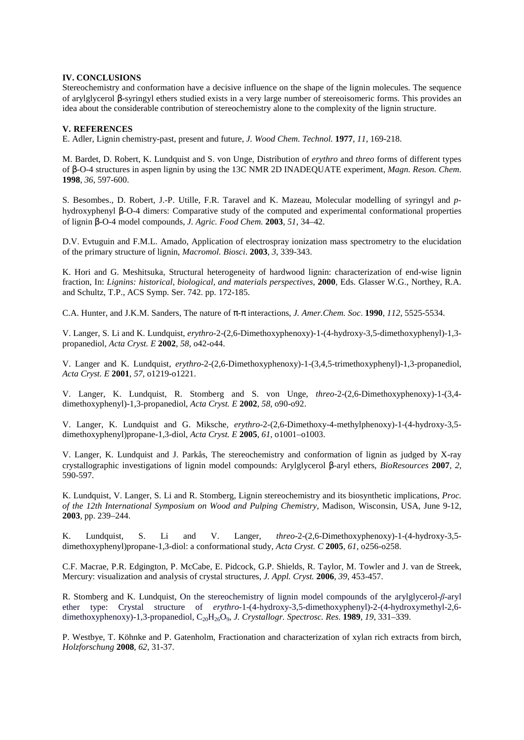## IV. CONCLUSIONS

Stereochemistry and conformation have a decisive influence on the shape of the lignin molecules. The sequence of arylglycerol β-syringyl ethers studied exists in a very large number of stereoisomeric forms. This provides an idea about the considerable contribution of stereochemistry alone to the complexity of the lignin structure.

## V. REFERENCES

E. Adler, Lignin chemistry-past, present and future, *J. Wood Chem. Technol.* **1977**, *11*, 169-218.

M. Bardet, D. Robert, K. Lundquist and S. von Unge, Distribution of *erythro* and *threo* forms of different types of β-O-4 structures in aspen lignin by using the 13C NMR 2D INADEQUATE experiment, *Magn. Reson. Chem.* **1998**, *36*, 597-600.

S. Besombes., D. Robert, J.-P. Utille, F.R. Taravel and K. Mazeau, Molecular modelling of syringyl and *p*-hydroxyphenyl β-O-4 dimers: Comparative study of the computed and experimental conformational properties of lignin β-O-4 model compounds, *J. Agric. Food Chem.* **2003**, *51*, 34–42.

D.V. Evtuguin and F.M.L. Amado, Application of electrospray ionization mass spectrometry to the elucidation of the primary structure of lignin, *Macromol. Biosci*. **2003**, *3*, 339-343.

K. Hori and G. Meshitsuka, Structural heterogeneity of hardwood lignin: characterization of end-wise lignin fraction, In: *Lignins: historical, biological, and materials perspectives*, **2000**, Eds. Glasser W.G., Northey, R.A. and Schultz, T.P., ACS Symp. Ser. 742. pp. 172-185.

C.A. Hunter, and J.K.M. Sanders, The nature of π-π interactions, *J. Amer.Chem. Soc*. **1990**, *112*, 5525-5534.

V. Langer, S. Li and K. Lundquist, *erythro*-2-(2,6-Dimethoxyphenoxy)-1-(4-hydroxy-3,5-dimethoxyphenyl)-1,3-propanediol, *Acta Cryst. E* **2002**, *58*, o42-o44.

V. Langer and K. Lundquist, *erythro*-2-(2,6-Dimethoxyphenoxy)-1-(3,4,5-trimethoxyphenyl)-1,3-propanediol, *Acta Cryst. E* **2001**, *57*, o1219-o1221.

V. Langer, K. Lundquist, R. Stomberg and S. von Unge, *threo*-2-(2,6-Dimethoxyphenoxy)-1-(3,4-dimethoxyphenyl)-1,3-propanediol, *Acta Cryst. E* **2002**, *58*, o90-o92.

V. Langer, K. Lundquist and G. Miksche, *erythro*-2-(2,6-Dimethoxy-4-methylphenoxy)-1-(4-hydroxy-3,5-dimethoxyphenyl)propane-1,3-diol, *Acta Cryst. E* **2005**, *61*, o1001–o1003.

V. Langer, K. Lundquist and J. Parkås, The stereochemistry and conformation of lignin as judged by X-ray crystallographic investigations of lignin model compounds: Arylglycerol β-aryl ethers, *BioResources* **2007**, *2*, 590-597.

K. Lundquist, V. Langer, S. Li and R. Stomberg, Lignin stereochemistry and its biosynthetic implications, *Proc. of the 12th International Symposium on Wood and Pulping Chemistry*, Madison, Wisconsin, USA, June 9-12, **2003**, pp. 239–244.

K. Lundquist, S. Li and V. Langer, *threo*-2-(2,6-Dimethoxyphenoxy)-1-(4-hydroxy-3,5-dimethoxyphenyl)propane-1,3-diol: a conformational study, *Acta Cryst. C* **2005**, *61*, o256-o258.

C.F. Macrae, P.R. Edgington, P. McCabe, E. Pidcock, G.P. Shields, R. Taylor, M. Towler and J. van de Streek, Mercury: visualization and analysis of crystal structures, *J. Appl. Cryst.* **2006**, *39*, 453-457.

R. Stomberg and K. Lundquist, On the stereochemistry of lignin model compounds of the arylglycerol-*β*-aryl ether type: Crystal structure of *erythro*-1-(4-hydroxy-3,5-dimethoxyphenyl)-2-(4-hydroxymethyl-2,6-dimethoxyphenoxy)-1,3-propanediol, $C_{20}H_{26}O_9$, *J. Crystallogr. Spectrosc. Res.* **1989**, *19*, 331–339.

P. Westbye, T. Köhnke and P. Gatenholm, Fractionation and characterization of xylan rich extracts from birch, *Holzforschung* **2008**, *62*, 31-37.